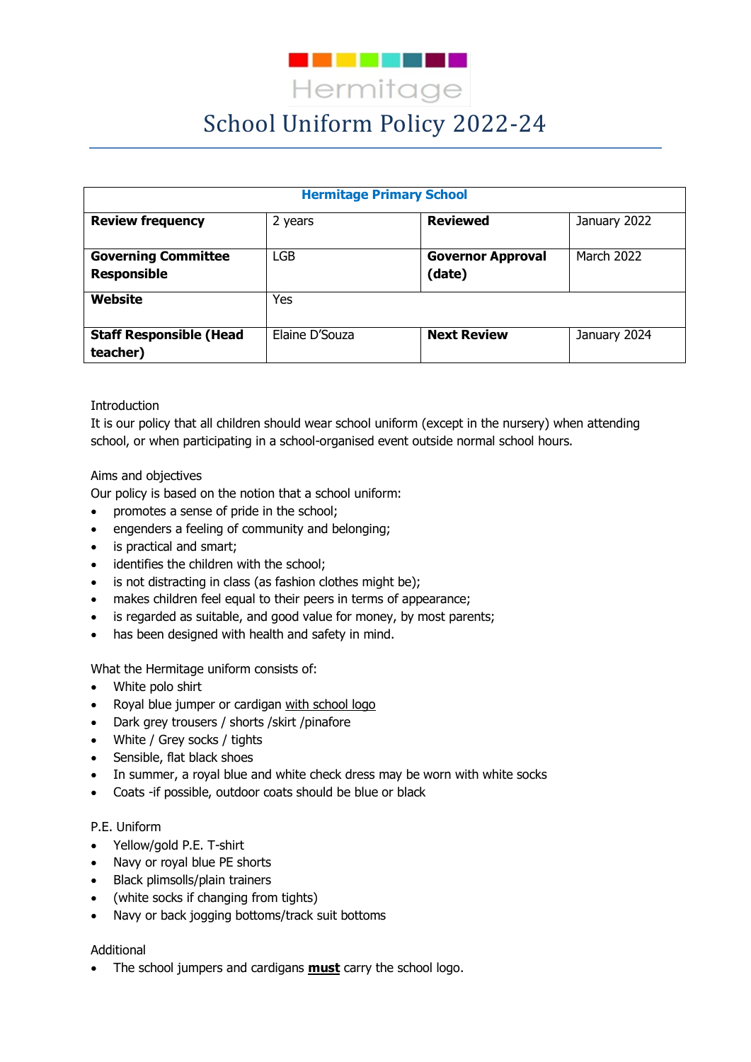Hermitage

# School Uniform Policy 2022-24

| Hermitage Primary School | | | |
|---|---|---|---|
| **Review frequency** | 2 years | **Reviewed** | January 2022 |
| **Governing Committee Responsible** | LGB | **Governor Approval (date)** | March 2022 |
| **Website** | Yes | | |
| **Staff Responsible (Head teacher)** | Elaine D'Souza | **Next Review** | January 2024 |

Introduction

It is our policy that all children should wear school uniform (except in the nursery) when attending school, or when participating in a school-organised event outside normal school hours.

Aims and objectives

Our policy is based on the notion that a school uniform:

- promotes a sense of pride in the school;
- engenders a feeling of community and belonging;
- is practical and smart;
- identifies the children with the school;
- is not distracting in class (as fashion clothes might be);
- makes children feel equal to their peers in terms of appearance;
- is regarded as suitable, and good value for money, by most parents;
- has been designed with health and safety in mind.

What the Hermitage uniform consists of:

- White polo shirt
- Royal blue jumper or cardigan with school logo
- Dark grey trousers / shorts /skirt /pinafore
- White / Grey socks / tights
- Sensible, flat black shoes
- In summer, a royal blue and white check dress may be worn with white socks
- Coats -if possible, outdoor coats should be blue or black

P.E. Uniform

- Yellow/gold P.E. T-shirt
- Navy or royal blue PE shorts
- Black plimsolls/plain trainers
- (white socks if changing from tights)
- Navy or back jogging bottoms/track suit bottoms

Additional

- The school jumpers and cardigans **must** carry the school logo.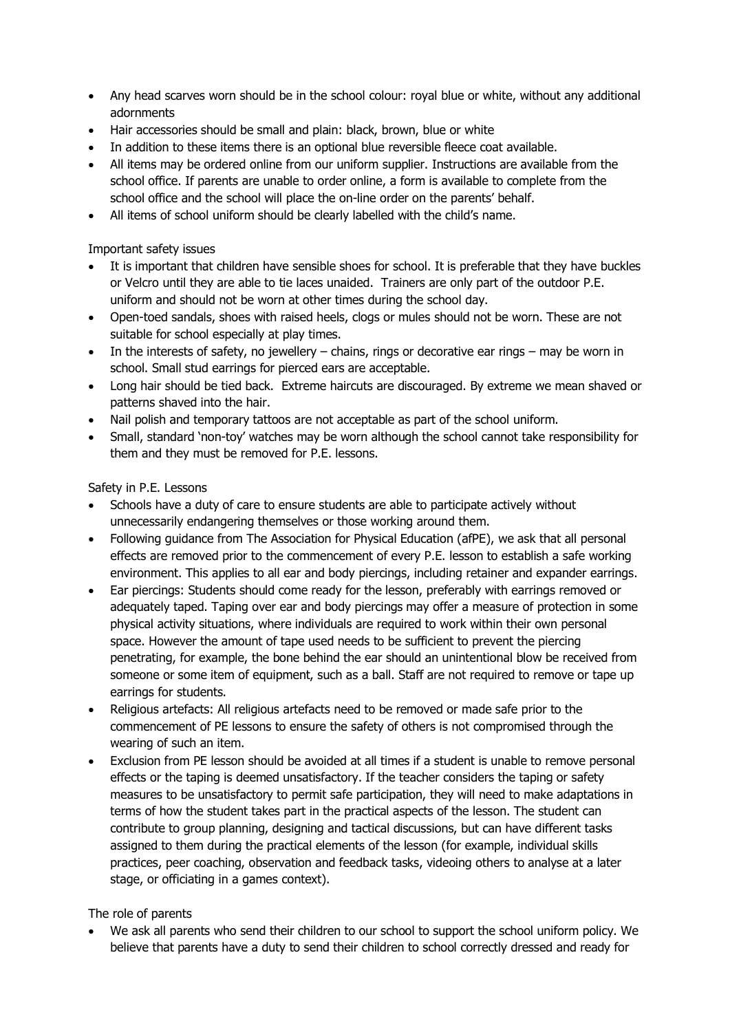- Any head scarves worn should be in the school colour: royal blue or white, without any additional adornments
- Hair accessories should be small and plain: black, brown, blue or white
- In addition to these items there is an optional blue reversible fleece coat available.
- All items may be ordered online from our uniform supplier. Instructions are available from the school office. If parents are unable to order online, a form is available to complete from the school office and the school will place the on-line order on the parents' behalf.
- All items of school uniform should be clearly labelled with the child's name.

Important safety issues

- It is important that children have sensible shoes for school. It is preferable that they have buckles or Velcro until they are able to tie laces unaided. Trainers are only part of the outdoor P.E. uniform and should not be worn at other times during the school day.
- Open-toed sandals, shoes with raised heels, clogs or mules should not be worn. These are not suitable for school especially at play times.
- In the interests of safety, no jewellery – chains, rings or decorative ear rings – may be worn in school. Small stud earrings for pierced ears are acceptable.
- Long hair should be tied back. Extreme haircuts are discouraged. By extreme we mean shaved or patterns shaved into the hair.
- Nail polish and temporary tattoos are not acceptable as part of the school uniform.
- Small, standard 'non-toy' watches may be worn although the school cannot take responsibility for them and they must be removed for P.E. lessons.

Safety in P.E. Lessons

- Schools have a duty of care to ensure students are able to participate actively without unnecessarily endangering themselves or those working around them.
- Following guidance from The Association for Physical Education (afPE), we ask that all personal effects are removed prior to the commencement of every P.E. lesson to establish a safe working environment. This applies to all ear and body piercings, including retainer and expander earrings.
- Ear piercings: Students should come ready for the lesson, preferably with earrings removed or adequately taped. Taping over ear and body piercings may offer a measure of protection in some physical activity situations, where individuals are required to work within their own personal space. However the amount of tape used needs to be sufficient to prevent the piercing penetrating, for example, the bone behind the ear should an unintentional blow be received from someone or some item of equipment, such as a ball. Staff are not required to remove or tape up earrings for students.
- Religious artefacts: All religious artefacts need to be removed or made safe prior to the commencement of PE lessons to ensure the safety of others is not compromised through the wearing of such an item.
- Exclusion from PE lesson should be avoided at all times if a student is unable to remove personal effects or the taping is deemed unsatisfactory. If the teacher considers the taping or safety measures to be unsatisfactory to permit safe participation, they will need to make adaptations in terms of how the student takes part in the practical aspects of the lesson. The student can contribute to group planning, designing and tactical discussions, but can have different tasks assigned to them during the practical elements of the lesson (for example, individual skills practices, peer coaching, observation and feedback tasks, videoing others to analyse at a later stage, or officiating in a games context).

The role of parents

- We ask all parents who send their children to our school to support the school uniform policy. We believe that parents have a duty to send their children to school correctly dressed and ready for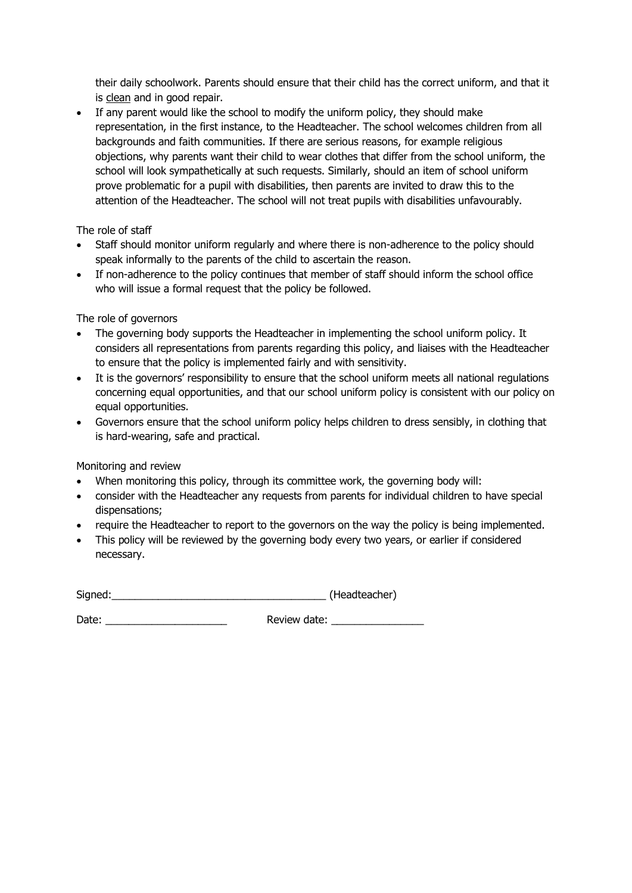their daily schoolwork. Parents should ensure that their child has the correct uniform, and that it is clean and in good repair.

- If any parent would like the school to modify the uniform policy, they should make representation, in the first instance, to the Headteacher. The school welcomes children from all backgrounds and faith communities. If there are serious reasons, for example religious objections, why parents want their child to wear clothes that differ from the school uniform, the school will look sympathetically at such requests. Similarly, should an item of school uniform prove problematic for a pupil with disabilities, then parents are invited to draw this to the attention of the Headteacher. The school will not treat pupils with disabilities unfavourably.

The role of staff

- Staff should monitor uniform regularly and where there is non-adherence to the policy should speak informally to the parents of the child to ascertain the reason.
- If non-adherence to the policy continues that member of staff should inform the school office who will issue a formal request that the policy be followed.

The role of governors

- The governing body supports the Headteacher in implementing the school uniform policy. It considers all representations from parents regarding this policy, and liaises with the Headteacher to ensure that the policy is implemented fairly and with sensitivity.
- It is the governors' responsibility to ensure that the school uniform meets all national regulations concerning equal opportunities, and that our school uniform policy is consistent with our policy on equal opportunities.
- Governors ensure that the school uniform policy helps children to dress sensibly, in clothing that is hard-wearing, safe and practical.

Monitoring and review

- When monitoring this policy, through its committee work, the governing body will:
- consider with the Headteacher any requests from parents for individual children to have special dispensations;
- require the Headteacher to report to the governors on the way the policy is being implemented.
- This policy will be reviewed by the governing body every two years, or earlier if considered necessary.

Signed:_____________________________________ (Headteacher)

Date: _____________________ Review date: ________________